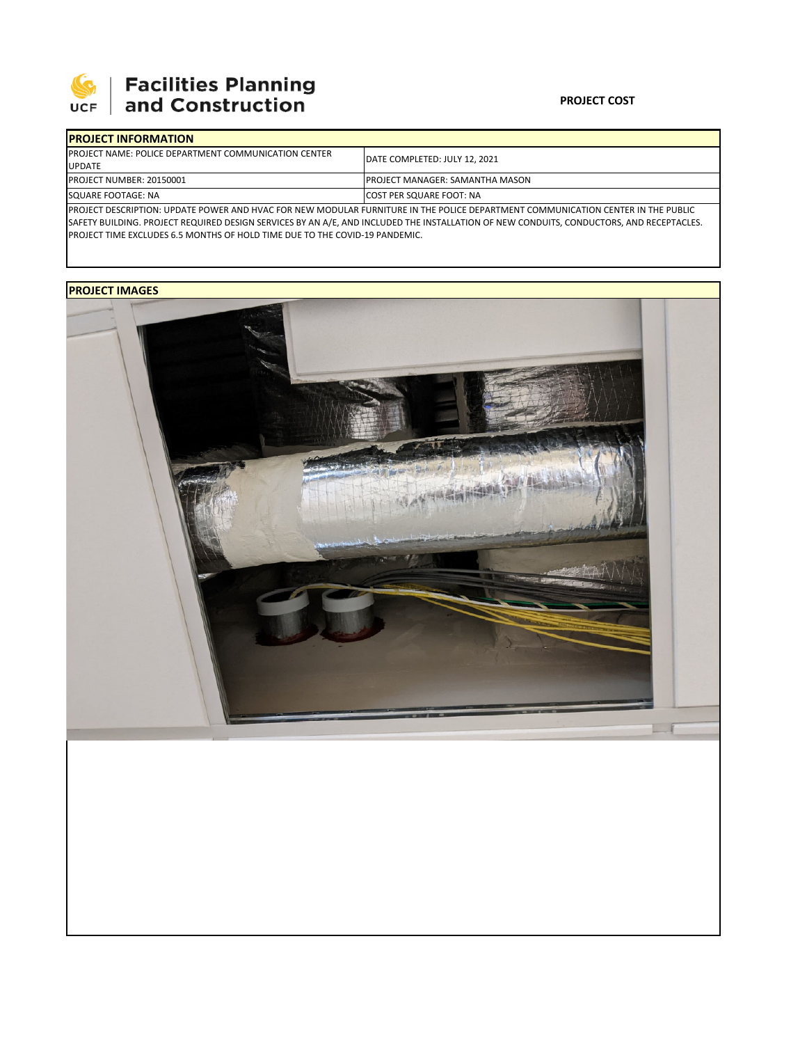Facilities Planning and Construction

**PROJECT COST**

## PROJECT INFORMATION

| | |
|---|---|
| PROJECT NAME: POLICE DEPARTMENT COMMUNICATION CENTER UPDATE | DATE COMPLETED: JULY 12, 2021 |
| PROJECT NUMBER: 20150001 | PROJECT MANAGER: SAMANTHA MASON |
| SQUARE FOOTAGE: NA | COST PER SQUARE FOOT: NA |

PROJECT DESCRIPTION: UPDATE POWER AND HVAC FOR NEW MODULAR FURNITURE IN THE POLICE DEPARTMENT COMMUNICATION CENTER IN THE PUBLIC SAFETY BUILDING. PROJECT REQUIRED DESIGN SERVICES BY AN A/E, AND INCLUDED THE INSTALLATION OF NEW CONDUITS, CONDUCTORS, AND RECEPTACLES. PROJECT TIME EXCLUDES 6.5 MONTHS OF HOLD TIME DUE TO THE COVID-19 PANDEMIC.

## PROJECT IMAGES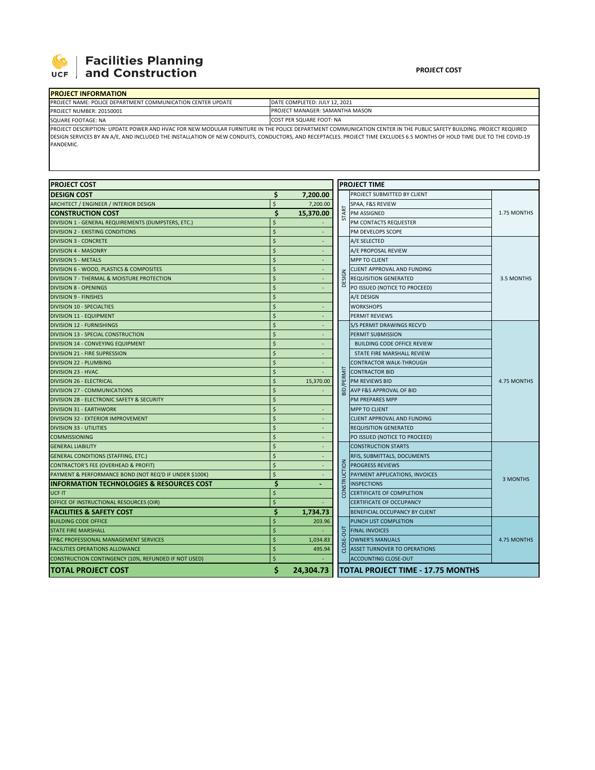**Facilities Planning and Construction**

**PROJECT COST**

| **PROJECT INFORMATION** | |
|---|---|
| PROJECT NAME: POLICE DEPARTMENT COMMUNICATION CENTER UPDATE | DATE COMPLETED: JULY 12, 2021 |
| PROJECT NUMBER: 20150001 | PROJECT MANAGER: SAMANTHA MASON |
| SQUARE FOOTAGE: NA | COST PER SQUARE FOOT: NA |

PROJECT DESCRIPTION: UPDATE POWER AND HVAC FOR NEW MODULAR FURNITURE IN THE POLICE DEPARTMENT COMMUNICATION CENTER IN THE PUBLIC SAFETY BUILDING. PROJECT REQUIRED DESIGN SERVICES BY AN A/E, AND INCLUDED THE INSTALLATION OF NEW CONDUITS, CONDUCTORS, AND RECEPTACLES. PROJECT TIME EXCLUDES 6.5 MONTHS OF HOLD TIME DUE TO THE COVID-19 PANDEMIC.

| **PROJECT COST** | |
|---|---|
| **DESIGN COST** | **$ 7,200.00** |
| ARCHITECT / ENGINEER / INTERIOR DESIGN | $ 7,200.00 |
| **CONSTRUCTION COST** | **$ 15,370.00** |
| DIVISION 1 - GENERAL REQUIREMENTS (DUMPSTERS, ETC.) | $ - |
| DIVISION 2 - EXISTING CONDITIONS | $ - |
| DIVISION 3 - CONCRETE | $ - |
| DIVISION 4 - MASONRY | $ - |
| DIVISION 5 - METALS | $ - |
| DIVISION 6 - WOOD, PLASTICS & COMPOSITES | $ - |
| DIVISION 7 - THERMAL & MOISTURE PROTECTION | $ - |
| DIVISION 8 - OPENINGS | $ - |
| DIVISION 9 - FINISHES | $ |
| DIVISION 10 - SPECIALTIES | $ - |
| DIVISION 11 - EQUIPMENT | $ - |
| DIVISION 12 - FURNISHINGS | $ - |
| DIVISION 13 - SPECIAL CONSTRUCTION | $ - |
| DIVISION 14 - CONVEYING EQUIPMENT | $ - |
| DIVISION 21 - FIRE SUPRESSION | $ - |
| DIVISION 22 - PLUMBING | $ - |
| DIVISION 23 - HVAC | $ - |
| DIVISION 26 - ELECTRICAL | $ 15,370.00 |
| DIVISION 27 - COMMUNICATIONS | $ - |
| DIVISION 28 - ELECTRONIC SAFETY & SECURITY | $ |
| DIVISION 31 - EARTHWORK | $ - |
| DIVISION 32 - EXTERIOR IMPROVEMENT | $ - |
| DIVISION 33 - UTILITIES | $ - |
| COMMISSIONING | $ - |
| GENERAL LIABILITY | $ - |
| GENERAL CONDITIONS (STAFFING, ETC.) | $ - |
| CONTRACTOR'S FEE (OVERHEAD & PROFIT) | $ - |
| PAYMENT & PERFORMANCE BOND (NOT REQ'D IF UNDER $100K) | $ - |
| **INFORMATION TECHNOLOGIES & RESOURCES COST** | **$ -** |
| UCF IT | $ |
| OFFICE OF INSTRUCTIONAL RESOURCES (OIR) | $ - |
| **FACILITIES & SAFETY COST** | **$ 1,734.73** |
| BUILDING CODE OFFICE | $ 203.96 |
| STATE FIRE MARSHALL | $ - |
| FP&C PROFESSIONAL MANAGEMENT SERVICES | $ 1,034.83 |
| FACILITIES OPERATIONS ALLOWANCE | $ 495.94 |
| CONSTRUCTION CONTINGENCY (10%, REFUNDED IF NOT USED) | $ - |
| **TOTAL PROJECT COST** | **$ 24,304.73** |

| **PROJECT TIME** | | |
|---|---|---|
| START | PROJECT SUBMITTED BY CLIENT | 1.75 MONTHS |
| | SPAA, F&S REVIEW | |
| | PM ASSIGNED | |
| | PM CONTACTS REQUESTER | |
| | PM DEVELOPS SCOPE | |
| DESIGN | A/E SELECTED | 3.5 MONTHS |
| | A/E PROPOSAL REVIEW | |
| | MPP TO CLIENT | |
| | CLIENT APPROVAL AND FUNDING | |
| | REQUISITION GENERATED | |
| | PO ISSUED (NOTICE TO PROCEED) | |
| | A/E DESIGN | |
| | WORKSHOPS | |
| | PERMIT REVIEWS | |
| BID/PERMIT | S/S PERMIT DRAWINGS RECV'D | 4.75 MONTHS |
| | PERMIT SUBMISSION | |
| | BUILDING CODE OFFICE REVIEW | |
| | STATE FIRE MARSHALL REVIEW | |
| | CONTRACTOR WALK-THROUGH | |
| | CONTRACTOR BID | |
| | PM REVIEWS BID | |
| | AVP F&S APPROVAL OF BID | |
| | PM PREPARES MPP | |
| | MPP TO CLIENT | |
| | CLIENT APPROVAL AND FUNDING | |
| | REQUISITION GENERATED | |
| | PO ISSUED (NOTICE TO PROCEED) | |
| CONSTRUCTION | CONSTRUCTION STARTS | 3 MONTHS |
| | RFIS, SUBMITTALS, DOCUMENTS | |
| | PROGRESS REVIEWS | |
| | PAYMENT APPLICATIONS, INVOICES | |
| | INSPECTIONS | |
| | CERTIFICATE OF COMPLETION | |
| | CERTIFICATE OF OCCUPANCY | |
| | BENEFICIAL OCCUPANCY BY CLIENT | |
| CLOSE-OUT | PUNCH LIST COMPLETION | 4.75 MONTHS |
| | FINAL INVOICES | |
| | OWNER'S MANUALS | |
| | ASSET TURNOVER TO OPERATIONS | |
| | ACCOUNTING CLOSE-OUT | |
| **TOTAL PROJECT TIME - 17.75 MONTHS** | | |